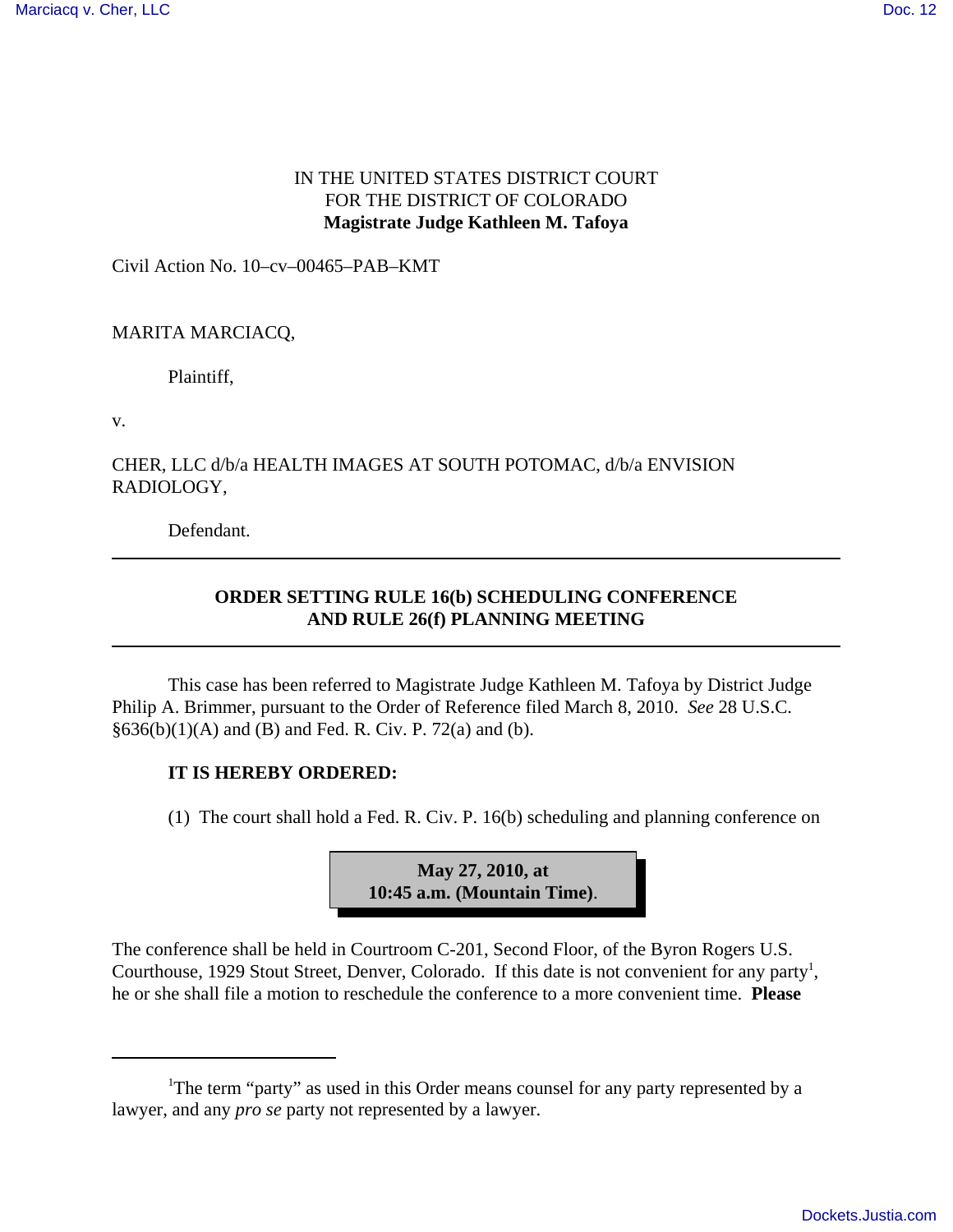IN THE UNITED STATES DISTRICT COURT
FOR THE DISTRICT OF COLORADO
**Magistrate Judge Kathleen M. Tafoya**

Civil Action No. 10–cv–00465–PAB–KMT

MARITA MARCIACQ,

Plaintiff,

v.

CHER, LLC d/b/a HEALTH IMAGES AT SOUTH POTOMAC, d/b/a ENVISION RADIOLOGY,

Defendant.

---

**ORDER SETTING RULE 16(b) SCHEDULING CONFERENCE AND RULE 26(f) PLANNING MEETING**

---

This case has been referred to Magistrate Judge Kathleen M. Tafoya by District Judge Philip A. Brimmer, pursuant to the Order of Reference filed March 8, 2010. *See* 28 U.S.C. §636(b)(1)(A) and (B) and Fed. R. Civ. P. 72(a) and (b).

**IT IS HEREBY ORDERED:**

(1) The court shall hold a Fed. R. Civ. P. 16(b) scheduling and planning conference on

**May 27, 2010, at 10:45 a.m. (Mountain Time)**.

The conference shall be held in Courtroom C-201, Second Floor, of the Byron Rogers U.S. Courthouse, 1929 Stout Street, Denver, Colorado. If this date is not convenient for any party[1], he or she shall file a motion to reschedule the conference to a more convenient time. **Please**

---

[1]The term "party" as used in this Order means counsel for any party represented by a lawyer, and any *pro se* party not represented by a lawyer.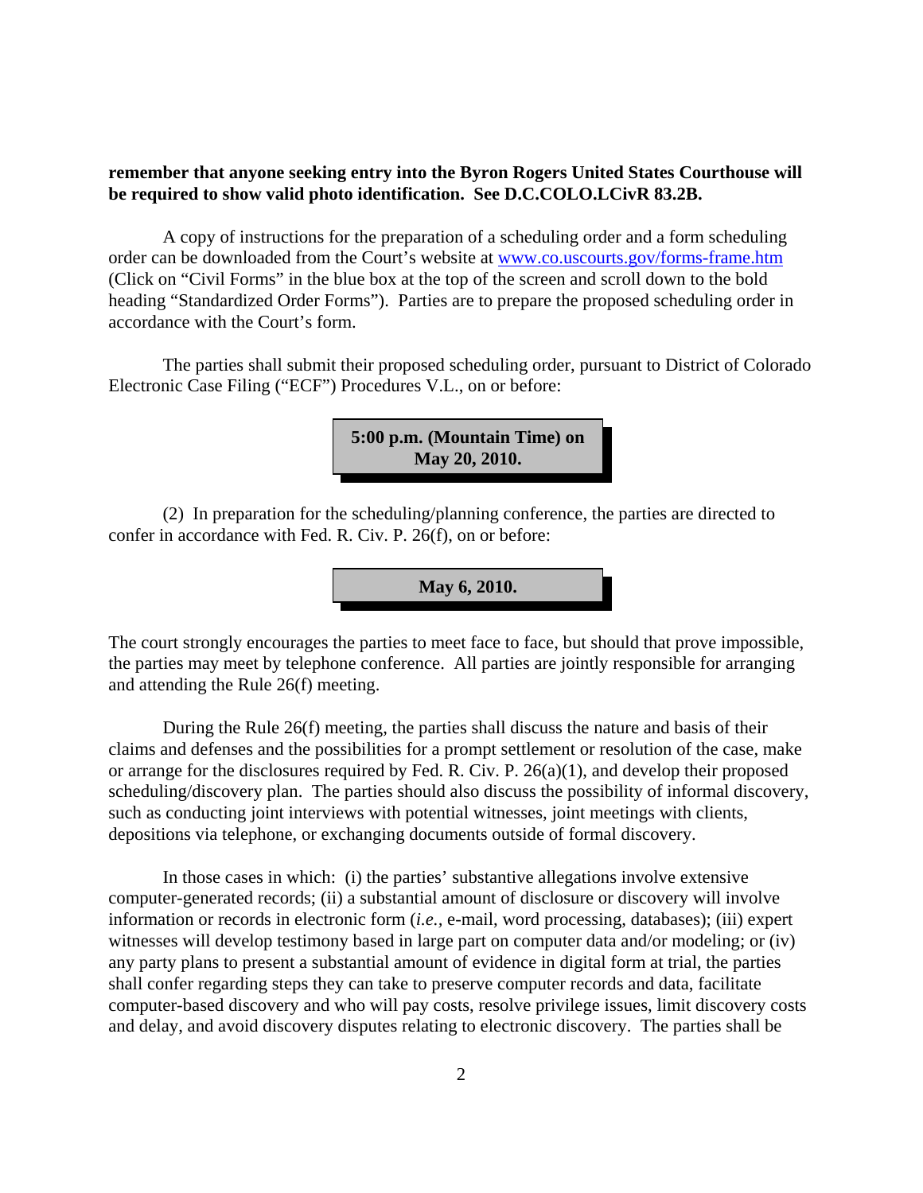**remember that anyone seeking entry into the Byron Rogers United States Courthouse will be required to show valid photo identification. See D.C.COLO.LCivR 83.2B.**

A copy of instructions for the preparation of a scheduling order and a form scheduling order can be downloaded from the Court's website at www.co.uscourts.gov/forms-frame.htm (Click on "Civil Forms" in the blue box at the top of the screen and scroll down to the bold heading "Standardized Order Forms"). Parties are to prepare the proposed scheduling order in accordance with the Court's form.

The parties shall submit their proposed scheduling order, pursuant to District of Colorado Electronic Case Filing ("ECF") Procedures V.L., on or before:

**5:00 p.m. (Mountain Time) on May 20, 2010.**

(2) In preparation for the scheduling/planning conference, the parties are directed to confer in accordance with Fed. R. Civ. P. 26(f), on or before:

**May 6, 2010.**

The court strongly encourages the parties to meet face to face, but should that prove impossible, the parties may meet by telephone conference. All parties are jointly responsible for arranging and attending the Rule 26(f) meeting.

During the Rule 26(f) meeting, the parties shall discuss the nature and basis of their claims and defenses and the possibilities for a prompt settlement or resolution of the case, make or arrange for the disclosures required by Fed. R. Civ. P. 26(a)(1), and develop their proposed scheduling/discovery plan. The parties should also discuss the possibility of informal discovery, such as conducting joint interviews with potential witnesses, joint meetings with clients, depositions via telephone, or exchanging documents outside of formal discovery.

In those cases in which: (i) the parties' substantive allegations involve extensive computer-generated records; (ii) a substantial amount of disclosure or discovery will involve information or records in electronic form (*i.e.,* e-mail, word processing, databases); (iii) expert witnesses will develop testimony based in large part on computer data and/or modeling; or (iv) any party plans to present a substantial amount of evidence in digital form at trial, the parties shall confer regarding steps they can take to preserve computer records and data, facilitate computer-based discovery and who will pay costs, resolve privilege issues, limit discovery costs and delay, and avoid discovery disputes relating to electronic discovery. The parties shall be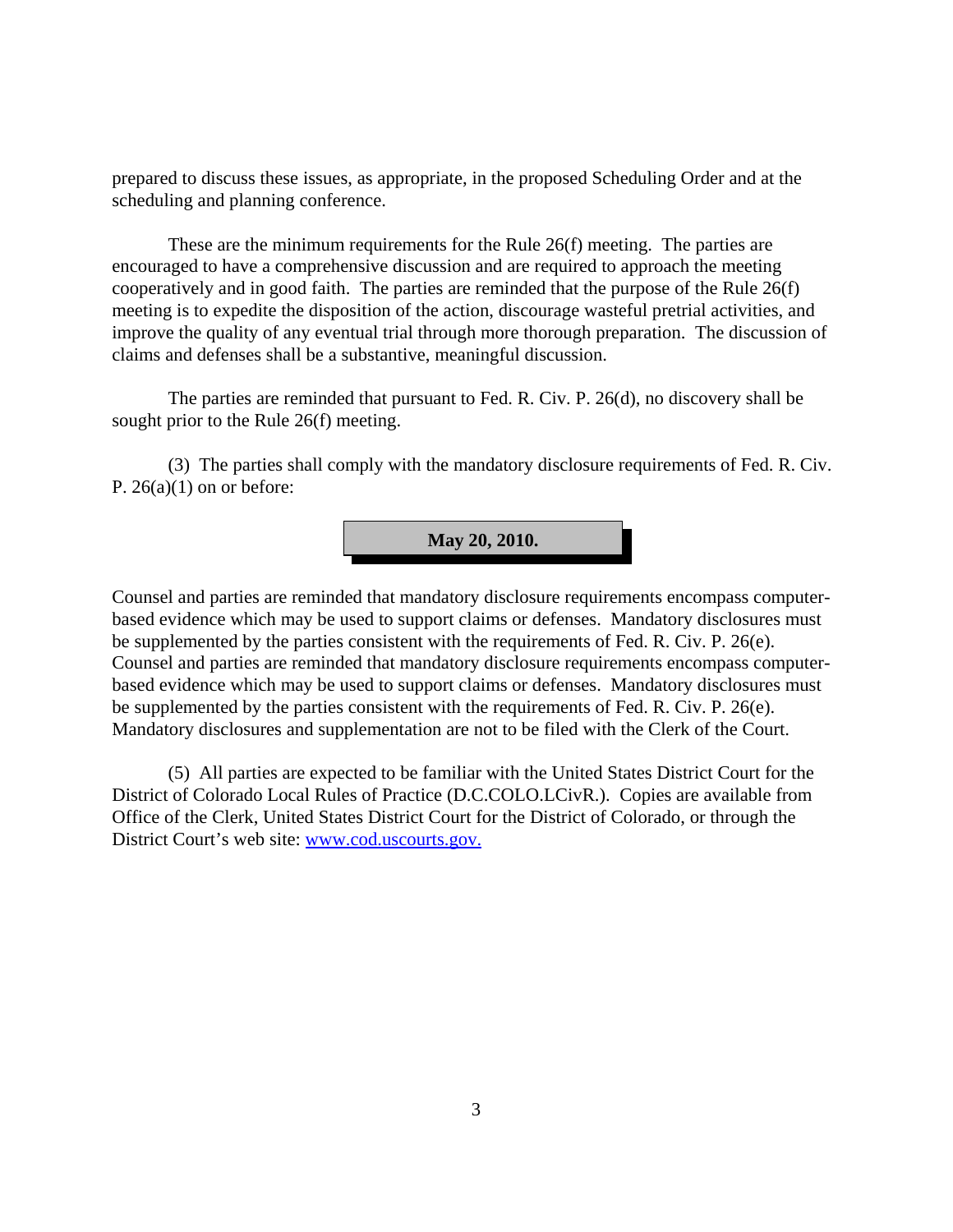prepared to discuss these issues, as appropriate, in the proposed Scheduling Order and at the scheduling and planning conference.

These are the minimum requirements for the Rule 26(f) meeting. The parties are encouraged to have a comprehensive discussion and are required to approach the meeting cooperatively and in good faith. The parties are reminded that the purpose of the Rule 26(f) meeting is to expedite the disposition of the action, discourage wasteful pretrial activities, and improve the quality of any eventual trial through more thorough preparation. The discussion of claims and defenses shall be a substantive, meaningful discussion.

The parties are reminded that pursuant to Fed. R. Civ. P. 26(d), no discovery shall be sought prior to the Rule 26(f) meeting.

(3) The parties shall comply with the mandatory disclosure requirements of Fed. R. Civ. P. 26(a)(1) on or before:

**May 20, 2010.**

Counsel and parties are reminded that mandatory disclosure requirements encompass computer-based evidence which may be used to support claims or defenses. Mandatory disclosures must be supplemented by the parties consistent with the requirements of Fed. R. Civ. P. 26(e). Counsel and parties are reminded that mandatory disclosure requirements encompass computer-based evidence which may be used to support claims or defenses. Mandatory disclosures must be supplemented by the parties consistent with the requirements of Fed. R. Civ. P. 26(e). Mandatory disclosures and supplementation are not to be filed with the Clerk of the Court.

(5) All parties are expected to be familiar with the United States District Court for the District of Colorado Local Rules of Practice (D.C.COLO.LCivR.). Copies are available from Office of the Clerk, United States District Court for the District of Colorado, or through the District Court's web site: [www.cod.uscourts.gov.](http://www.cod.uscourts.gov)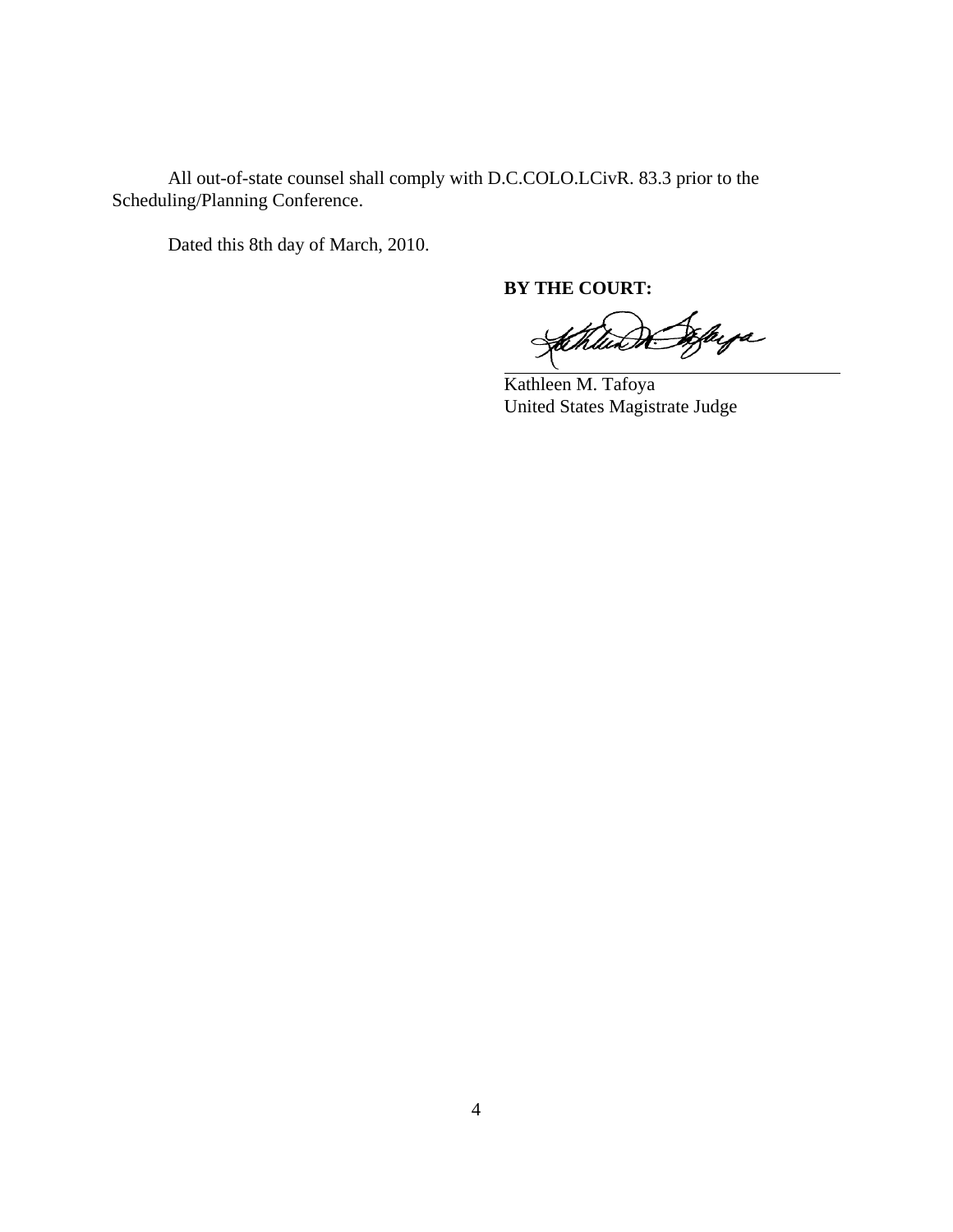All out-of-state counsel shall comply with D.C.COLO.LCivR. 83.3 prior to the Scheduling/Planning Conference.

Dated this 8th day of March, 2010.

**BY THE COURT:**

Kathleen M. Tafoya
United States Magistrate Judge